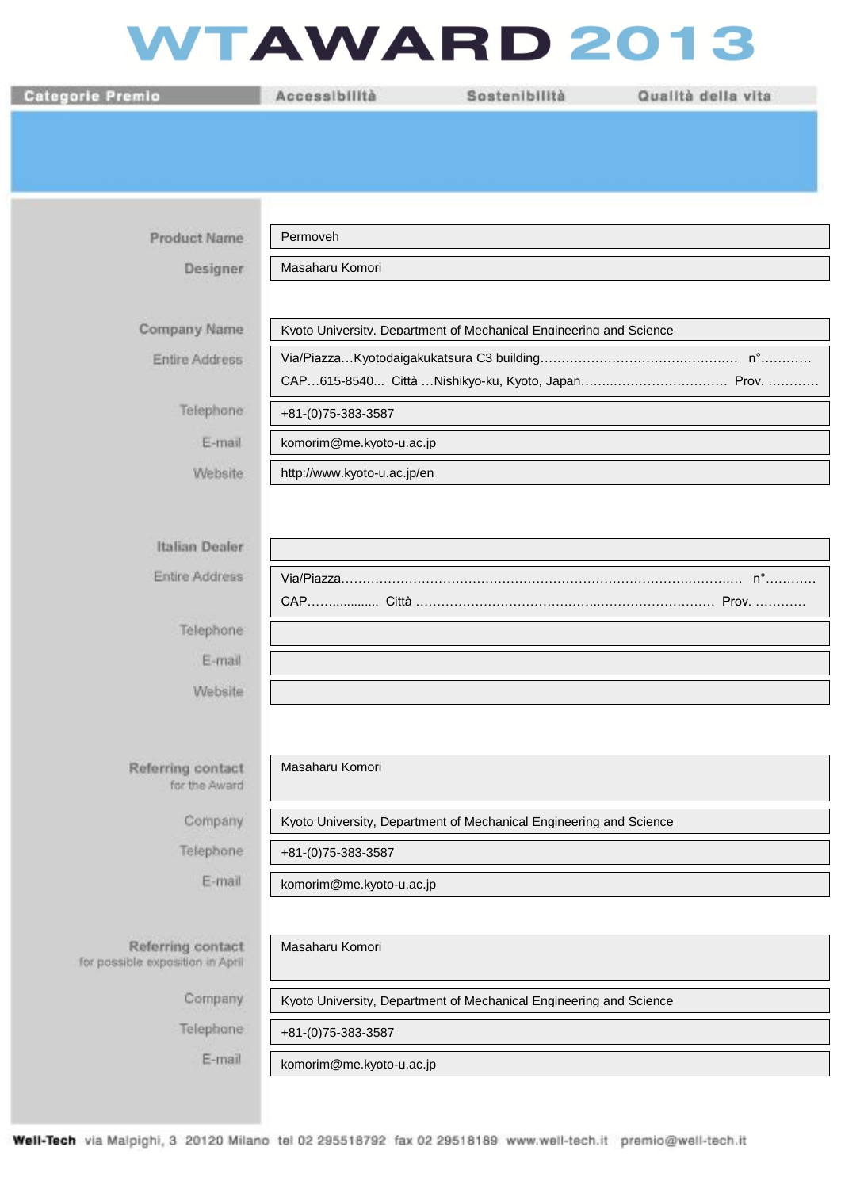# WTAWARD 2013

| Categorie Premio | Accessibilità | Sostenibilità | Qualità della vita |
|---|---|---|---|

| | |
|---|---|
| Product Name | Permoveh |
| Designer | Masaharu Komori |
| Company Name | Kyoto University, Department of Mechanical Engineering and Science |
| Entire Address | Via/Piazza…Kyotodaigakukatsura C3 building……………………………………….. n°………… CAP…615-8540… Città …Nishikyo-ku, Kyoto, Japan……..………………………. Prov. ………… |
| Telephone | +81-(0)75-383-3587 |
| E-mail | komorim@me.kyoto-u.ac.jp |
| Website | http://www.kyoto-u.ac.jp/en |
| Italian Dealer | |
| Entire Address | Via/Piazza…………………………………………………………………………….. n°………… CAP……........... Città ……………………………………..……………………. Prov. ………… |
| Telephone | |
| E-mail | |
| Website | |
| Referring contact for the Award | Masaharu Komori |
| Company | Kyoto University, Department of Mechanical Engineering and Science |
| Telephone | +81-(0)75-383-3587 |
| E-mail | komorim@me.kyoto-u.ac.jp |
| Referring contact for possible exposition in April | Masaharu Komori |
| Company | Kyoto University, Department of Mechanical Engineering and Science |
| Telephone | +81-(0)75-383-3587 |
| E-mail | komorim@me.kyoto-u.ac.jp |

**Well-Tech** via Malpighi, 3 20120 Milano tel 02 295518792 fax 02 29518189 www.well-tech.it premio@well-tech.it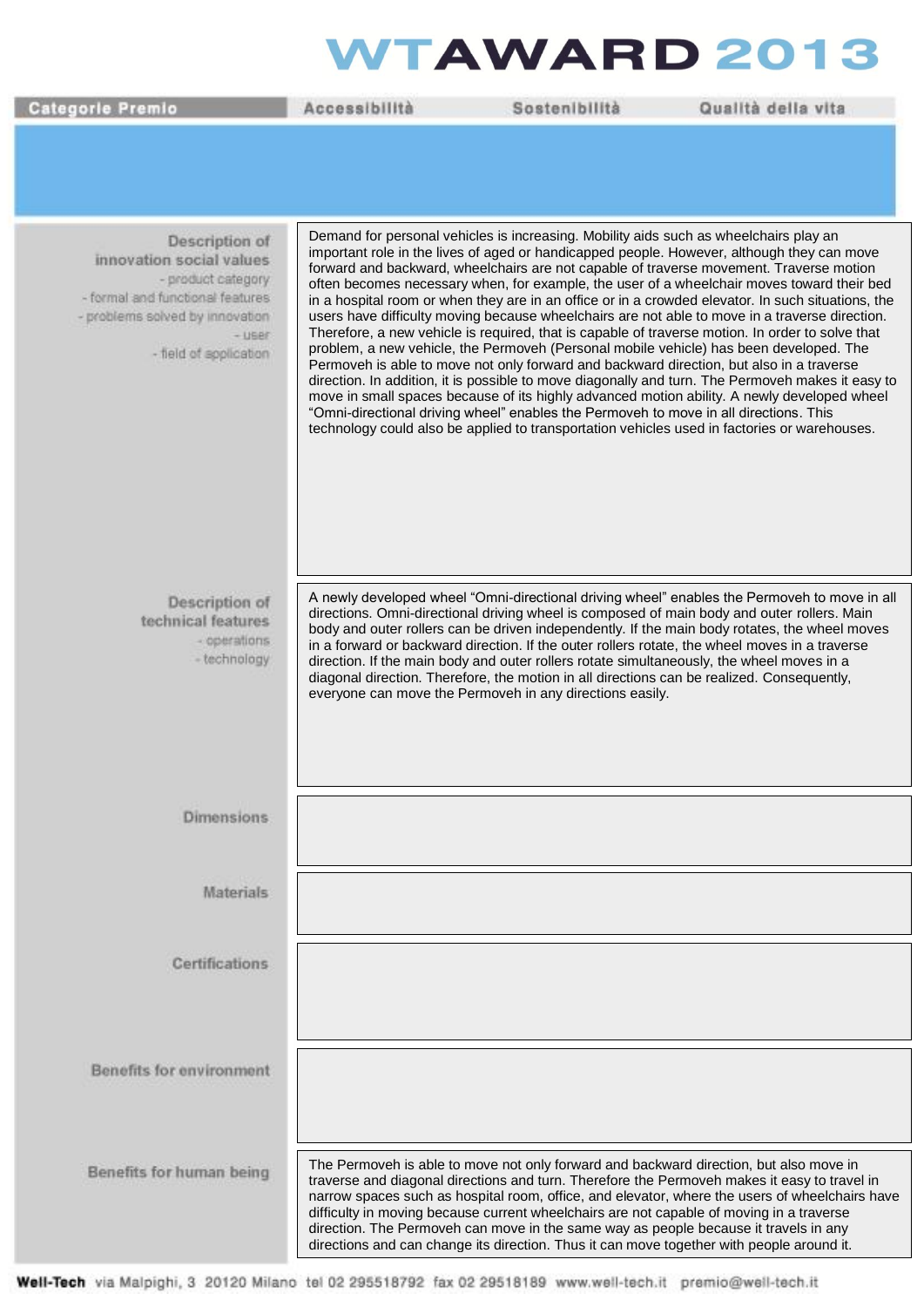# WTAWARD 2013

| Categorie Premio | Accessibilità | Sostenibilità | Qualità della vita |
|---|---|---|---|

| | |
|---|---|
| **Description of innovation social values**<br>- product category<br>- formal and functional features<br>- problems solved by innovation<br>- user<br>- field of application | Demand for personal vehicles is increasing. Mobility aids such as wheelchairs play an important role in the lives of aged or handicapped people. However, although they can move forward and backward, wheelchairs are not capable of traverse movement. Traverse motion often becomes necessary when, for example, the user of a wheelchair moves toward their bed in a hospital room or when they are in an office or in a crowded elevator. In such situations, the users have difficulty moving because wheelchairs are not able to move in a traverse direction. Therefore, a new vehicle is required, that is capable of traverse motion. In order to solve that problem, a new vehicle, the Permoveh (Personal mobile vehicle) has been developed. The Permoveh is able to move not only forward and backward direction, but also in a traverse direction. In addition, it is possible to move diagonally and turn. The Permoveh makes it easy to move in small spaces because of its highly advanced motion ability. A newly developed wheel "Omni-directional driving wheel" enables the Permoveh to move in all directions. This technology could also be applied to transportation vehicles used in factories or warehouses. |
| **Description of technical features**<br>- operations<br>- technology | A newly developed wheel "Omni-directional driving wheel" enables the Permoveh to move in all directions. Omni-directional driving wheel is composed of main body and outer rollers. Main body and outer rollers can be driven independently. If the main body rotates, the wheel moves in a forward or backward direction. If the outer rollers rotate, the wheel moves in a traverse direction. If the main body and outer rollers rotate simultaneously, the wheel moves in a diagonal direction. Therefore, the motion in all directions can be realized. Consequently, everyone can move the Permoveh in any directions easily. |
| **Dimensions** | |
| **Materials** | |
| **Certifications** | |
| **Benefits for environment** | |
| **Benefits for human being** | The Permoveh is able to move not only forward and backward direction, but also move in traverse and diagonal directions and turn. Therefore the Permoveh makes it easy to travel in narrow spaces such as hospital room, office, and elevator, where the users of wheelchairs have difficulty in moving because current wheelchairs are not capable of moving in a traverse direction. The Permoveh can move in the same way as people because it travels in any directions and can change its direction. Thus it can move together with people around it. |

**Well-Tech** via Malpighi, 3 20120 Milano tel 02 295518792 fax 02 29518189 www.well-tech.it premio@well-tech.it